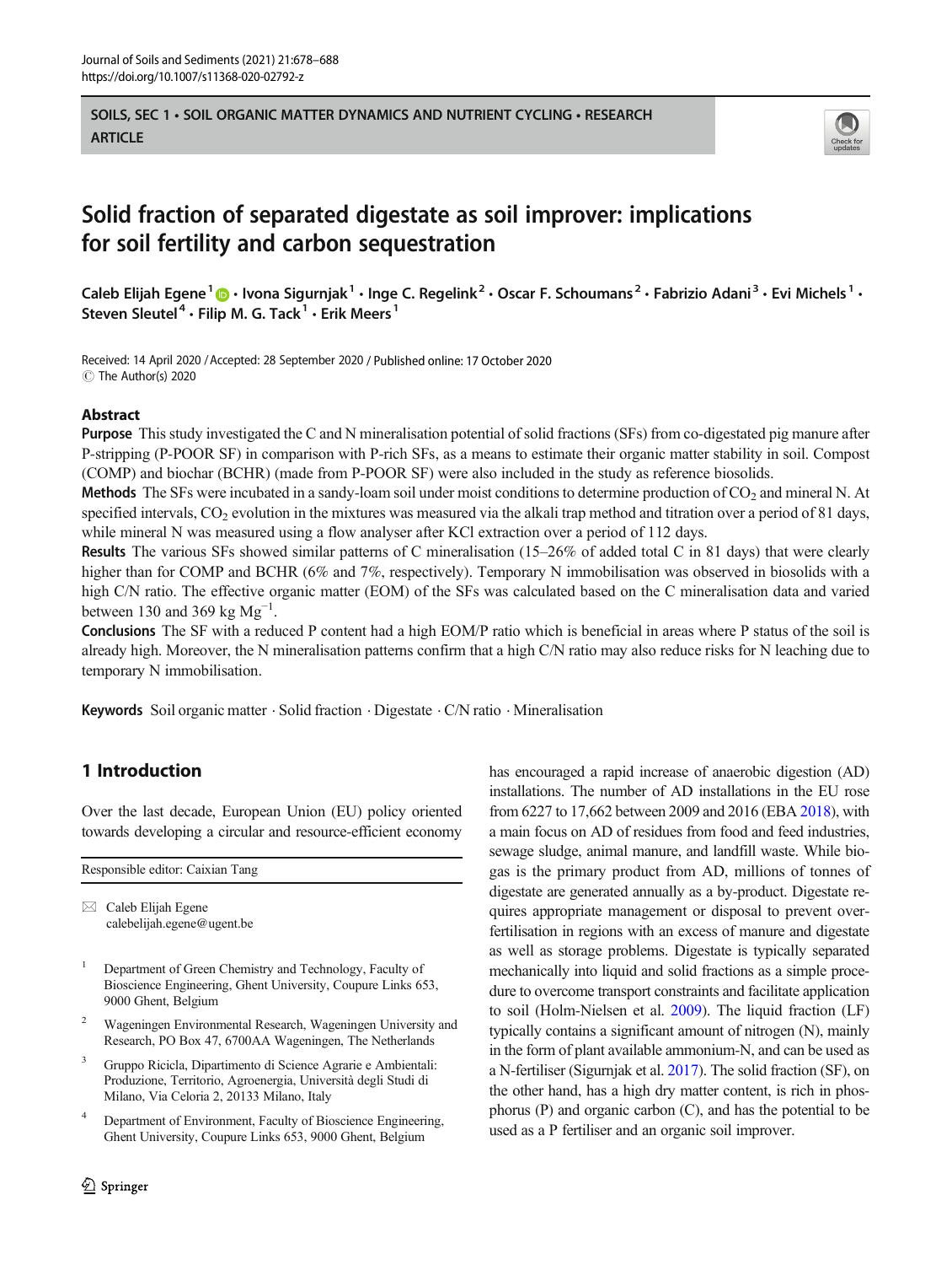SOILS, SEC 1 • SOIL ORGANIC MATTER DYNAMICS AND NUTRIENT CYCLING • RESEARCH ARTICLE

# Solid fraction of separated digestate as soil improver: implications for soil fertility and carbon sequestration

Caleb Elijah Egene[1] • Ivona Sigurnjak[1] • Inge C. Regelink[2] • Oscar F. Schoumans[2] • Fabrizio Adani[3] • Evi Michels[1] • Steven Sleutel[4] • Filip M. G. Tack[1] • Erik Meers[1]

Received: 14 April 2020 / Accepted: 28 September 2020 / Published online: 17 October 2020
© The Author(s) 2020

## Abstract

**Purpose** This study investigated the C and N mineralisation potential of solid fractions (SFs) from co-digestated pig manure after P-stripping (P-POOR SF) in comparison with P-rich SFs, as a means to estimate their organic matter stability in soil. Compost (COMP) and biochar (BCHR) (made from P-POOR SF) were also included in the study as reference biosolids.

**Methods** The SFs were incubated in a sandy-loam soil under moist conditions to determine production of $CO_2$ and mineral N. At specified intervals, $CO_2$ evolution in the mixtures was measured via the alkali trap method and titration over a period of 81 days, while mineral N was measured using a flow analyser after KCl extraction over a period of 112 days.

**Results** The various SFs showed similar patterns of C mineralisation (15–26% of added total C in 81 days) that were clearly higher than for COMP and BCHR (6% and 7%, respectively). Temporary N immobilisation was observed in biosolids with a high C/N ratio. The effective organic matter (EOM) of the SFs was calculated based on the C mineralisation data and varied between 130 and 369 kg $Mg^{-1}$.

**Conclusions** The SF with a reduced P content had a high EOM/P ratio which is beneficial in areas where P status of the soil is already high. Moreover, the N mineralisation patterns confirm that a high C/N ratio may also reduce risks for N leaching due to temporary N immobilisation.

**Keywords** Soil organic matter · Solid fraction · Digestate · C/N ratio · Mineralisation

## 1 Introduction

Over the last decade, European Union (EU) policy oriented towards developing a circular and resource-efficient economy has encouraged a rapid increase of anaerobic digestion (AD) installations. The number of AD installations in the EU rose from 6227 to 17,662 between 2009 and 2016 (EBA 2018), with a main focus on AD of residues from food and feed industries, sewage sludge, animal manure, and landfill waste. While biogas is the primary product from AD, millions of tonnes of digestate are generated annually as a by-product. Digestate requires appropriate management or disposal to prevent over-fertilisation in regions with an excess of manure and digestate as well as storage problems. Digestate is typically separated mechanically into liquid and solid fractions as a simple procedure to overcome transport constraints and facilitate application to soil (Holm-Nielsen et al. 2009). The liquid fraction (LF) typically contains a significant amount of nitrogen (N), mainly in the form of plant available ammonium-N, and can be used as a N-fertiliser (Sigurnjak et al. 2017). The solid fraction (SF), on the other hand, has a high dry matter content, is rich in phosphorus (P) and organic carbon (C), and has the potential to be used as a P fertiliser and an organic soil improver.

---

Responsible editor: Caixian Tang

✉ Caleb Elijah Egene
calebelijah.egene@ugent.be

[1] Department of Green Chemistry and Technology, Faculty of Bioscience Engineering, Ghent University, Coupure Links 653, 9000 Ghent, Belgium

[2] Wageningen Environmental Research, Wageningen University and Research, PO Box 47, 6700AA Wageningen, The Netherlands

[3] Gruppo Ricicla, Dipartimento di Science Agrarie e Ambientali: Produzione, Territorio, Agroenergia, Università degli Studi di Milano, Via Celoria 2, 20133 Milano, Italy

[4] Department of Environment, Faculty of Bioscience Engineering, Ghent University, Coupure Links 653, 9000 Ghent, Belgium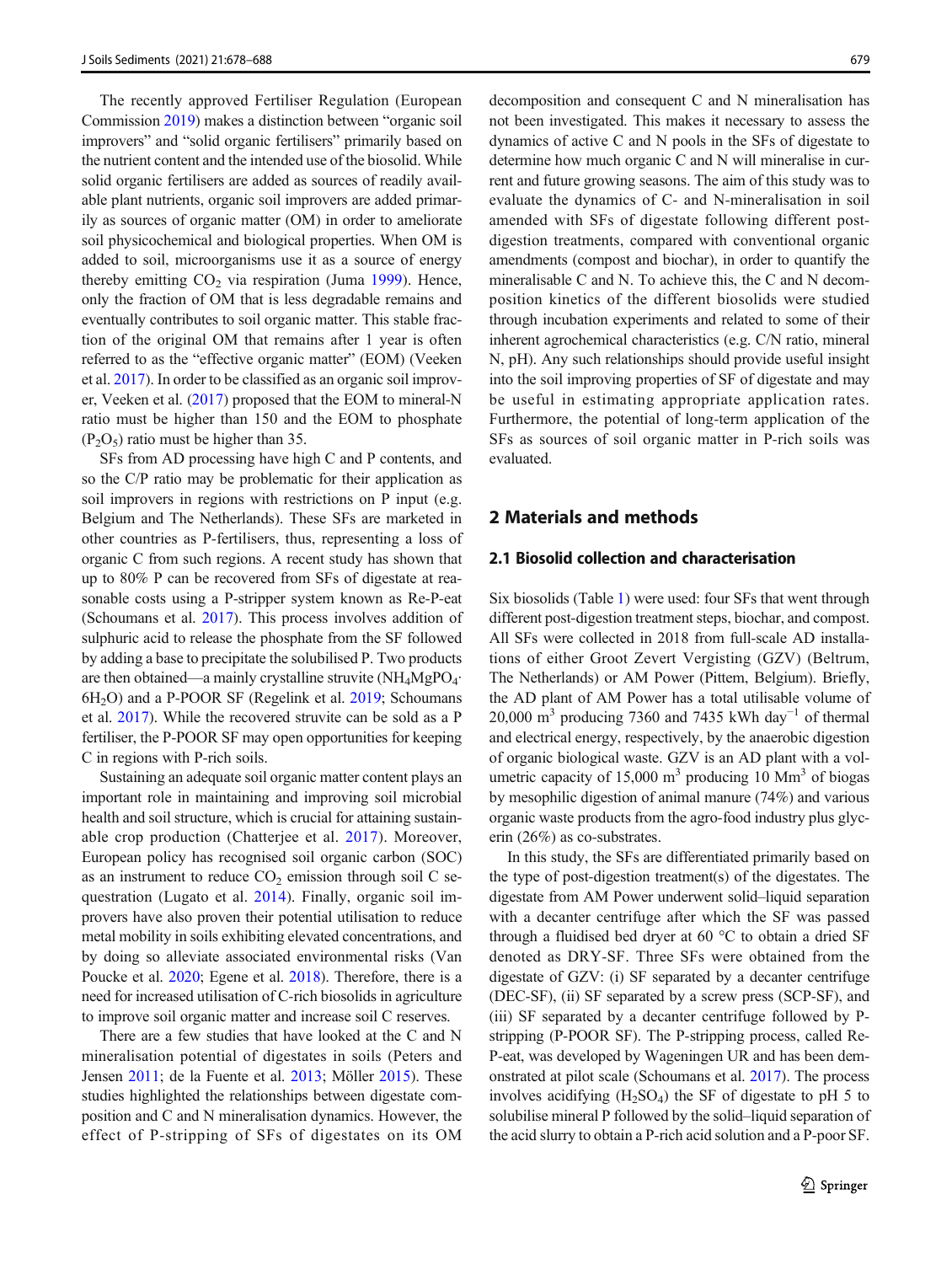The recently approved Fertiliser Regulation (European Commission 2019) makes a distinction between "organic soil improvers" and "solid organic fertilisers" primarily based on the nutrient content and the intended use of the biosolid. While solid organic fertilisers are added as sources of readily available plant nutrients, organic soil improvers are added primarily as sources of organic matter (OM) in order to ameliorate soil physicochemical and biological properties. When OM is added to soil, microorganisms use it as a source of energy thereby emitting $CO_2$ via respiration (Juma 1999). Hence, only the fraction of OM that is less degradable remains and eventually contributes to soil organic matter. This stable fraction of the original OM that remains after 1 year is often referred to as the "effective organic matter" (EOM) (Veeken et al. 2017). In order to be classified as an organic soil improver, Veeken et al. (2017) proposed that the EOM to mineral-N ratio must be higher than 150 and the EOM to phosphate ($P_2O_5$) ratio must be higher than 35.

SFs from AD processing have high C and P contents, and so the C/P ratio may be problematic for their application as soil improvers in regions with restrictions on P input (e.g. Belgium and The Netherlands). These SFs are marketed in other countries as P-fertilisers, thus, representing a loss of organic C from such regions. A recent study has shown that up to 80% P can be recovered from SFs of digestate at reasonable costs using a P-stripper system known as Re-P-eat (Schoumans et al. 2017). This process involves addition of sulphuric acid to release the phosphate from the SF followed by adding a base to precipitate the solubilised P. Two products are then obtained—a mainly crystalline struvite ($NH_4MgPO_4 \cdot 6H_2O$) and a P-POOR SF (Regelink et al. 2019; Schoumans et al. 2017). While the recovered struvite can be sold as a P fertiliser, the P-POOR SF may open opportunities for keeping C in regions with P-rich soils.

Sustaining an adequate soil organic matter content plays an important role in maintaining and improving soil microbial health and soil structure, which is crucial for attaining sustainable crop production (Chatterjee et al. 2017). Moreover, European policy has recognised soil organic carbon (SOC) as an instrument to reduce $CO_2$ emission through soil C sequestration (Lugato et al. 2014). Finally, organic soil improvers have also proven their potential utilisation to reduce metal mobility in soils exhibiting elevated concentrations, and by doing so alleviate associated environmental risks (Van Poucke et al. 2020; Egene et al. 2018). Therefore, there is a need for increased utilisation of C-rich biosolids in agriculture to improve soil organic matter and increase soil C reserves.

There are a few studies that have looked at the C and N mineralisation potential of digestates in soils (Peters and Jensen 2011; de la Fuente et al. 2013; Möller 2015). These studies highlighted the relationships between digestate composition and C and N mineralisation dynamics. However, the effect of P-stripping of SFs of digestates on its OM decomposition and consequent C and N mineralisation has not been investigated. This makes it necessary to assess the dynamics of active C and N pools in the SFs of digestate to determine how much organic C and N will mineralise in current and future growing seasons. The aim of this study was to evaluate the dynamics of C- and N-mineralisation in soil amended with SFs of digestate following different post-digestion treatments, compared with conventional organic amendments (compost and biochar), in order to quantify the mineralisable C and N. To achieve this, the C and N decomposition kinetics of the different biosolids were studied through incubation experiments and related to some of their inherent agrochemical characteristics (e.g. C/N ratio, mineral N, pH). Any such relationships should provide useful insight into the soil improving properties of SF of digestate and may be useful in estimating appropriate application rates. Furthermore, the potential of long-term application of the SFs as sources of soil organic matter in P-rich soils was evaluated.

## 2 Materials and methods

### 2.1 Biosolid collection and characterisation

Six biosolids (Table 1) were used: four SFs that went through different post-digestion treatment steps, biochar, and compost. All SFs were collected in 2018 from full-scale AD installations of either Groot Zevert Vergisting (GZV) (Beltrum, The Netherlands) or AM Power (Pittem, Belgium). Briefly, the AD plant of AM Power has a total utilisable volume of 20,000 $m^3$ producing 7360 and 7435 kWh $day^{-1}$ of thermal and electrical energy, respectively, by the anaerobic digestion of organic biological waste. GZV is an AD plant with a volumetric capacity of 15,000 $m^3$ producing 10 $Mm^3$ of biogas by mesophilic digestion of animal manure (74%) and various organic waste products from the agro-food industry plus glycerin (26%) as co-substrates.

In this study, the SFs are differentiated primarily based on the type of post-digestion treatment(s) of the digestates. The digestate from AM Power underwent solid–liquid separation with a decanter centrifuge after which the SF was passed through a fluidised bed dryer at 60 °C to obtain a dried SF denoted as DRY-SF. Three SFs were obtained from the digestate of GZV: (i) SF separated by a decanter centrifuge (DEC-SF), (ii) SF separated by a screw press (SCP-SF), and (iii) SF separated by a decanter centrifuge followed by P-stripping (P-POOR SF). The P-stripping process, called Re-P-eat, was developed by Wageningen UR and has been demonstrated at pilot scale (Schoumans et al. 2017). The process involves acidifying ($H_2SO_4$) the SF of digestate to pH 5 to solubilise mineral P followed by the solid–liquid separation of the acid slurry to obtain a P-rich acid solution and a P-poor SF.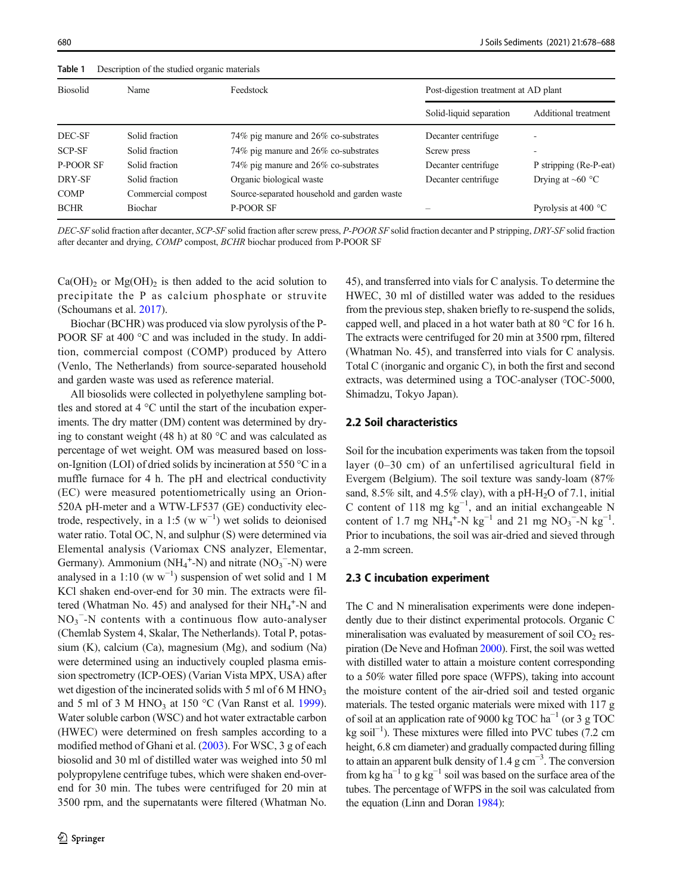**Table 1** Description of the studied organic materials

| Biosolid | Name | Feedstock | Post-digestion treatment at AD plant | |
|---|---|---|---|---|
| | | | Solid-liquid separation | Additional treatment |
| DEC-SF | Solid fraction | 74% pig manure and 26% co-substrates | Decanter centrifuge | - |
| SCP-SF | Solid fraction | 74% pig manure and 26% co-substrates | Screw press | - |
| P-POOR SF | Solid fraction | 74% pig manure and 26% co-substrates | Decanter centrifuge | P stripping (Re-P-eat) |
| DRY-SF | Solid fraction | Organic biological waste | Decanter centrifuge | Drying at ~60 °C |
| COMP | Commercial compost | Source-separated household and garden waste | | |
| BCHR | Biochar | P-POOR SF | – | Pyrolysis at 400 °C |

*DEC-SF* solid fraction after decanter, *SCP-SF* solid fraction after screw press, *P-POOR SF* solid fraction decanter and P stripping, *DRY-SF* solid fraction after decanter and drying, *COMP* compost, *BCHR* biochar produced from P-POOR SF

$Ca(OH)_2$ or $Mg(OH)_2$ is then added to the acid solution to precipitate the P as calcium phosphate or struvite (Schoumans et al. 2017).

Biochar (BCHR) was produced via slow pyrolysis of the P-POOR SF at 400 °C and was included in the study. In addition, commercial compost (COMP) produced by Attero (Venlo, The Netherlands) from source-separated household and garden waste was used as reference material.

All biosolids were collected in polyethylene sampling bottles and stored at 4 °C until the start of the incubation experiments. The dry matter (DM) content was determined by drying to constant weight (48 h) at 80 °C and was calculated as percentage of wet weight. OM was measured based on loss-on-Ignition (LOI) of dried solids by incineration at 550 °C in a muffle furnace for 4 h. The pH and electrical conductivity (EC) were measured potentiometrically using an Orion-520A pH-meter and a WTW-LF537 (GE) conductivity electrode, respectively, in a 1:5 (w $w^{-1}$) wet solids to deionised water ratio. Total OC, N, and sulphur (S) were determined via Elemental analysis (Variomax CNS analyzer, Elementar, Germany). Ammonium ($NH_4^+$-N) and nitrate ($NO_3^-$-N) were analysed in a 1:10 (w $w^{-1}$) suspension of wet solid and 1 M KCl shaken end-over-end for 30 min. The extracts were filtered (Whatman No. 45) and analysed for their $NH_4^+$-N and $NO_3^-$-N contents with a continuous flow auto-analyser (Chemlab System 4, Skalar, The Netherlands). Total P, potassium (K), calcium (Ca), magnesium (Mg), and sodium (Na) were determined using an inductively coupled plasma emission spectrometry (ICP-OES) (Varian Vista MPX, USA) after wet digestion of the incinerated solids with 5 ml of 6 M $HNO_3$ and 5 ml of 3 M $HNO_3$ at 150 °C (Van Ranst et al. 1999). Water soluble carbon (WSC) and hot water extractable carbon (HWEC) were determined on fresh samples according to a modified method of Ghani et al. (2003). For WSC, 3 g of each biosolid and 30 ml of distilled water was weighed into 50 ml polypropylene centrifuge tubes, which were shaken end-over-end for 30 min. The tubes were centrifuged for 20 min at 3500 rpm, and the supernatants were filtered (Whatman No. 45), and transferred into vials for C analysis. To determine the HWEC, 30 ml of distilled water was added to the residues from the previous step, shaken briefly to re-suspend the solids, capped well, and placed in a hot water bath at 80 °C for 16 h. The extracts were centrifuged for 20 min at 3500 rpm, filtered (Whatman No. 45), and transferred into vials for C analysis. Total C (inorganic and organic C), in both the first and second extracts, was determined using a TOC-analyser (TOC-5000, Shimadzu, Tokyo Japan).

## 2.2 Soil characteristics

Soil for the incubation experiments was taken from the topsoil layer (0–30 cm) of an unfertilised agricultural field in Evergem (Belgium). The soil texture was sandy-loam (87% sand, 8.5% silt, and 4.5% clay), with a pH-$H_2O$ of 7.1, initial C content of 118 mg $kg^{-1}$, and an initial exchangeable N content of 1.7 mg $NH_4^+$-N $kg^{-1}$ and 21 mg $NO_3^-$-N $kg^{-1}$. Prior to incubations, the soil was air-dried and sieved through a 2-mm screen.

## 2.3 C incubation experiment

The C and N mineralisation experiments were done independently due to their distinct experimental protocols. Organic C mineralisation was evaluated by measurement of soil $CO_2$ respiration (De Neve and Hofman 2000). First, the soil was wetted with distilled water to attain a moisture content corresponding to a 50% water filled pore space (WFPS), taking into account the moisture content of the air-dried soil and tested organic materials. The tested organic materials were mixed with 117 g of soil at an application rate of 9000 kg TOC $ha^{-1}$ (or 3 g TOC kg $soil^{-1}$). These mixtures were filled into PVC tubes (7.2 cm height, 6.8 cm diameter) and gradually compacted during filling to attain an apparent bulk density of 1.4 g $cm^{-3}$. The conversion from kg $ha^{-1}$ to g $kg^{-1}$ soil was based on the surface area of the tubes. The percentage of WFPS in the soil was calculated from the equation (Linn and Doran 1984):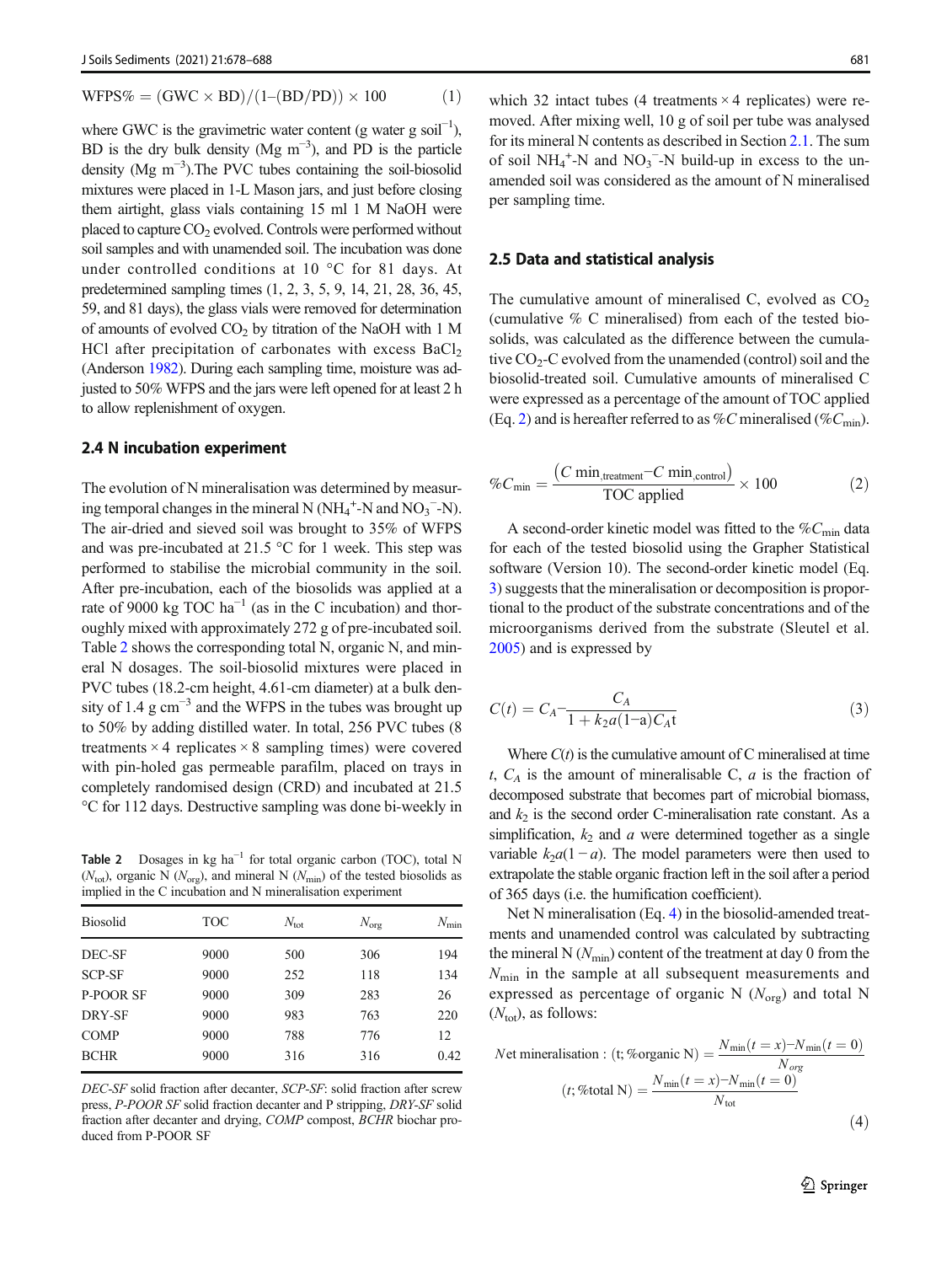$$\mathrm{WFPS\%} = (\mathrm{GWC} \times \mathrm{BD})/(1\text{–}(\mathrm{BD}/\mathrm{PD})) \times 100 \quad (1)$$

where GWC is the gravimetric water content (g water g soil$^{-1}$), BD is the dry bulk density (Mg m$^{-3}$), and PD is the particle density (Mg m$^{-3}$).The PVC tubes containing the soil-biosolid mixtures were placed in 1-L Mason jars, and just before closing them airtight, glass vials containing 15 ml 1 M NaOH were placed to capture $CO_2$ evolved. Controls were performed without soil samples and with unamended soil. The incubation was done under controlled conditions at 10 °C for 81 days. At predetermined sampling times (1, 2, 3, 5, 9, 14, 21, 28, 36, 45, 59, and 81 days), the glass vials were removed for determination of amounts of evolved $CO_2$ by titration of the NaOH with 1 M HCl after precipitation of carbonates with excess $BaCl_2$ (Anderson 1982). During each sampling time, moisture was adjusted to 50% WFPS and the jars were left opened for at least 2 h to allow replenishment of oxygen.

### 2.4 N incubation experiment

The evolution of N mineralisation was determined by measuring temporal changes in the mineral N ($NH_4^+$-N and $NO_3^-$-N). The air-dried and sieved soil was brought to 35% of WFPS and was pre-incubated at 21.5 °C for 1 week. This step was performed to stabilise the microbial community in the soil. After pre-incubation, each of the biosolids was applied at a rate of 9000 kg TOC ha$^{-1}$ (as in the C incubation) and thoroughly mixed with approximately 272 g of pre-incubated soil. Table 2 shows the corresponding total N, organic N, and mineral N dosages. The soil-biosolid mixtures were placed in PVC tubes (18.2-cm height, 4.61-cm diameter) at a bulk density of 1.4 g cm$^{-3}$ and the WFPS in the tubes was brought up to 50% by adding distilled water. In total, 256 PVC tubes (8 treatments × 4 replicates × 8 sampling times) were covered with pin-holed gas permeable parafilm, placed on trays in completely randomised design (CRD) and incubated at 21.5 °C for 112 days. Destructive sampling was done bi-weekly in which 32 intact tubes (4 treatments × 4 replicates) were removed. After mixing well, 10 g of soil per tube was analysed for its mineral N contents as described in Section 2.1. The sum of soil $NH_4^+$-N and $NO_3^-$-N build-up in excess to the unamended soil was considered as the amount of N mineralised per sampling time.

**Table 2** Dosages in kg ha$^{-1}$ for total organic carbon (TOC), total N ($N_{tot}$), organic N ($N_{org}$), and mineral N ($N_{min}$) of the tested biosolids as implied in the C incubation and N mineralisation experiment

| Biosolid | TOC | $N_{tot}$ | $N_{org}$ | $N_{min}$ |
|---|---|---|---|---|
| DEC-SF | 9000 | 500 | 306 | 194 |
| SCP-SF | 9000 | 252 | 118 | 134 |
| P-POOR SF | 9000 | 309 | 283 | 26 |
| DRY-SF | 9000 | 983 | 763 | 220 |
| COMP | 9000 | 788 | 776 | 12 |
| BCHR | 9000 | 316 | 316 | 0.42 |

*DEC-SF* solid fraction after decanter, *SCP-SF*: solid fraction after screw press, *P-POOR SF* solid fraction decanter and P stripping, *DRY-SF* solid fraction after decanter and drying, *COMP* compost, *BCHR* biochar produced from P-POOR SF

### 2.5 Data and statistical analysis

The cumulative amount of mineralised C, evolved as $CO_2$ (cumulative % C mineralised) from each of the tested biosolids, was calculated as the difference between the cumulative $CO_2$-C evolved from the unamended (control) soil and the biosolid-treated soil. Cumulative amounts of mineralised C were expressed as a percentage of the amount of TOC applied (Eq. 2) and is hereafter referred to as *%C* mineralised (*%*$C_{min}$).

$$\%C_{\min} = \frac{\left(C\ \min_{,\text{treatment}} - C\ \min_{,\text{control}}\right)}{\text{TOC applied}} \times 100 \quad (2)$$

A second-order kinetic model was fitted to the %$C_{min}$ data for each of the tested biosolid using the Grapher Statistical software (Version 10). The second-order kinetic model (Eq. 3) suggests that the mineralisation or decomposition is proportional to the product of the substrate concentrations and of the microorganisms derived from the substrate (Sleutel et al. 2005) and is expressed by

$$C(t) = C_A - \frac{C_A}{1 + k_2 a(1-\mathrm{a}) C_A \mathrm{t}} \quad (3)$$

Where $C(t)$ is the cumulative amount of C mineralised at time $t$, $C_A$ is the amount of mineralisable C, $a$ is the fraction of decomposed substrate that becomes part of microbial biomass, and $k_2$ is the second order C-mineralisation rate constant. As a simplification, $k_2$ and $a$ were determined together as a single variable $k_2a(1-a)$. The model parameters were then used to extrapolate the stable organic fraction left in the soil after a period of 365 days (i.e. the humification coefficient).

Net N mineralisation (Eq. 4) in the biosolid-amended treatments and unamended control was calculated by subtracting the mineral N ($N_{min}$) content of the treatment at day 0 from the $N_{min}$ in the sample at all subsequent measurements and expressed as percentage of organic N ($N_{org}$) and total N ($N_{tot}$), as follows:

$$\text{Net mineralisation}: (\text{t}; \%\text{organic N}) = \frac{N_{\min}(t=x) - N_{\min}(t=0)}{N_{org}}$$

$$(\text{t}; \%\text{total N}) = \frac{N_{\min}(t=x) - N_{\min}(t=0)}{N_{\text{tot}}} \quad (4)$$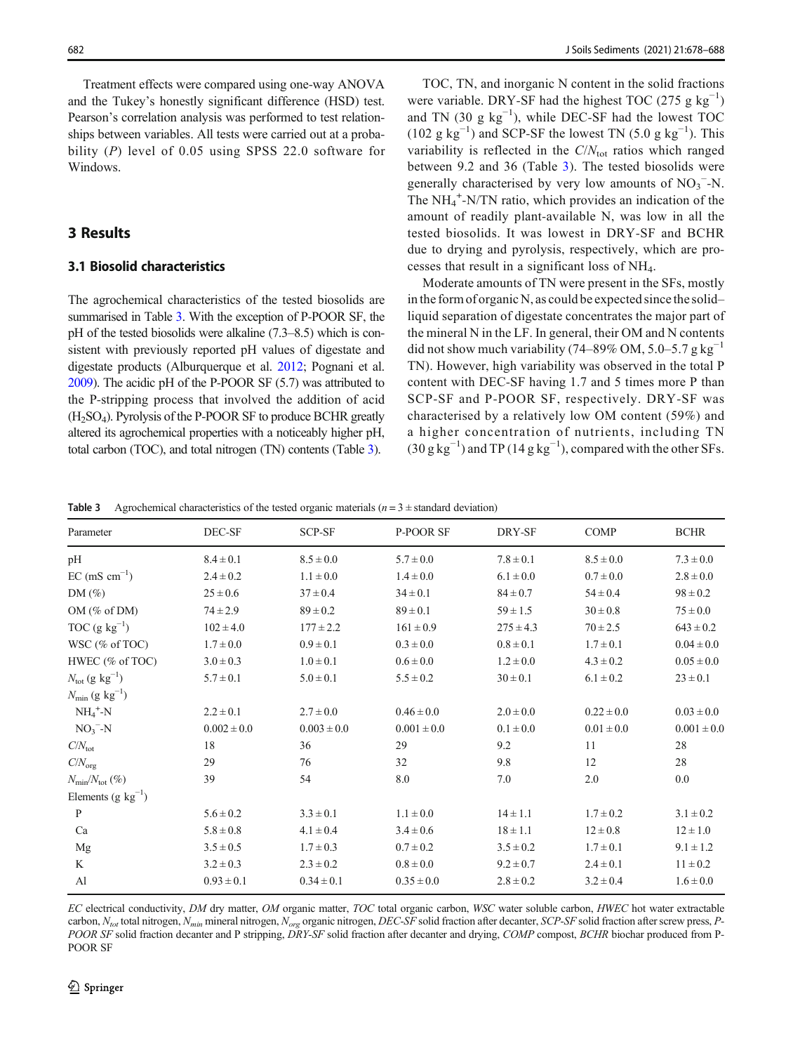Treatment effects were compared using one-way ANOVA and the Tukey's honestly significant difference (HSD) test. Pearson's correlation analysis was performed to test relationships between variables. All tests were carried out at a probability ($P$) level of 0.05 using SPSS 22.0 software for Windows.

## 3 Results

### 3.1 Biosolid characteristics

The agrochemical characteristics of the tested biosolids are summarised in Table 3. With the exception of P-POOR SF, the pH of the tested biosolids were alkaline (7.3–8.5) which is consistent with previously reported pH values of digestate and digestate products (Alburquerque et al. 2012; Pognani et al. 2009). The acidic pH of the P-POOR SF (5.7) was attributed to the P-stripping process that involved the addition of acid ($H_2SO_4$). Pyrolysis of the P-POOR SF to produce BCHR greatly altered its agrochemical properties with a noticeably higher pH, total carbon (TOC), and total nitrogen (TN) contents (Table 3).

TOC, TN, and inorganic N content in the solid fractions were variable. DRY-SF had the highest TOC (275 g kg$^{-1}$) and TN (30 g kg$^{-1}$), while DEC-SF had the lowest TOC (102 g kg$^{-1}$) and SCP-SF the lowest TN (5.0 g kg$^{-1}$). This variability is reflected in the $C/N_{tot}$ ratios which ranged between 9.2 and 36 (Table 3). The tested biosolids were generally characterised by very low amounts of $NO_3^-$-N. The $NH_4^+$-N/TN ratio, which provides an indication of the amount of readily plant-available N, was low in all the tested biosolids. It was lowest in DRY-SF and BCHR due to drying and pyrolysis, respectively, which are processes that result in a significant loss of $NH_4$.

Moderate amounts of TN were present in the SFs, mostly in the form of organic N, as could be expected since the solid–liquid separation of digestate concentrates the major part of the mineral N in the LF. In general, their OM and N contents did not show much variability (74–89% OM, 5.0–5.7 g kg$^{-1}$ TN). However, high variability was observed in the total P content with DEC-SF having 1.7 and 5 times more P than SCP-SF and P-POOR SF, respectively. DRY-SF was characterised by a relatively low OM content (59%) and a higher concentration of nutrients, including TN (30 g kg$^{-1}$) and TP (14 g kg$^{-1}$), compared with the other SFs.

**Table 3** Agrochemical characteristics of the tested organic materials ($n = 3 \pm$ standard deviation)

| Parameter | DEC-SF | SCP-SF | P-POOR SF | DRY-SF | COMP | BCHR |
|---|---|---|---|---|---|---|
| pH | 8.4 ± 0.1 | 8.5 ± 0.0 | 5.7 ± 0.0 | 7.8 ± 0.1 | 8.5 ± 0.0 | 7.3 ± 0.0 |
| EC (mS cm$^{-1}$) | 2.4 ± 0.2 | 1.1 ± 0.0 | 1.4 ± 0.0 | 6.1 ± 0.0 | 0.7 ± 0.0 | 2.8 ± 0.0 |
| DM (%) | 25 ± 0.6 | 37 ± 0.4 | 34 ± 0.1 | 84 ± 0.7 | 54 ± 0.4 | 98 ± 0.2 |
| OM (% of DM) | 74 ± 2.9 | 89 ± 0.2 | 89 ± 0.1 | 59 ± 1.5 | 30 ± 0.8 | 75 ± 0.0 |
| TOC (g kg$^{-1}$) | 102 ± 4.0 | 177 ± 2.2 | 161 ± 0.9 | 275 ± 4.3 | 70 ± 2.5 | 643 ± 0.2 |
| WSC (% of TOC) | 1.7 ± 0.0 | 0.9 ± 0.1 | 0.3 ± 0.0 | 0.8 ± 0.1 | 1.7 ± 0.1 | 0.04 ± 0.0 |
| HWEC (% of TOC) | 3.0 ± 0.3 | 1.0 ± 0.1 | 0.6 ± 0.0 | 1.2 ± 0.0 | 4.3 ± 0.2 | 0.05 ± 0.0 |
| $N_{tot}$ (g kg$^{-1}$) | 5.7 ± 0.1 | 5.0 ± 0.1 | 5.5 ± 0.2 | 30 ± 0.1 | 6.1 ± 0.2 | 23 ± 0.1 |
| $N_{min}$ (g kg$^{-1}$) | | | | | | |
| $NH_4^+$-N | 2.2 ± 0.1 | 2.7 ± 0.0 | 0.46 ± 0.0 | 2.0 ± 0.0 | 0.22 ± 0.0 | 0.03 ± 0.0 |
| $NO_3^-$-N | 0.002 ± 0.0 | 0.003 ± 0.0 | 0.001 ± 0.0 | 0.1 ± 0.0 | 0.01 ± 0.0 | 0.001 ± 0.0 |
| $C/N_{tot}$ | 18 | 36 | 29 | 9.2 | 11 | 28 |
| $C/N_{org}$ | 29 | 76 | 32 | 9.8 | 12 | 28 |
| $N_{min}/N_{tot}$ (%) | 39 | 54 | 8.0 | 7.0 | 2.0 | 0.0 |
| Elements (g kg$^{-1}$) | | | | | | |
| P | 5.6 ± 0.2 | 3.3 ± 0.1 | 1.1 ± 0.0 | 14 ± 1.1 | 1.7 ± 0.2 | 3.1 ± 0.2 |
| Ca | 5.8 ± 0.8 | 4.1 ± 0.4 | 3.4 ± 0.6 | 18 ± 1.1 | 12 ± 0.8 | 12 ± 1.0 |
| Mg | 3.5 ± 0.5 | 1.7 ± 0.3 | 0.7 ± 0.2 | 3.5 ± 0.2 | 1.7 ± 0.1 | 9.1 ± 1.2 |
| K | 3.2 ± 0.3 | 2.3 ± 0.2 | 0.8 ± 0.0 | 9.2 ± 0.7 | 2.4 ± 0.1 | 11 ± 0.2 |
| Al | 0.93 ± 0.1 | 0.34 ± 0.1 | 0.35 ± 0.0 | 2.8 ± 0.2 | 3.2 ± 0.4 | 1.6 ± 0.0 |

*EC* electrical conductivity, *DM* dry matter, *OM* organic matter, *TOC* total organic carbon, *WSC* water soluble carbon, *HWEC* hot water extractable carbon, $N_{tot}$ total nitrogen, $N_{min}$ mineral nitrogen, $N_{org}$ organic nitrogen, *DEC-SF* solid fraction after decanter, *SCP-SF* solid fraction after screw press, *P-POOR SF* solid fraction decanter and P stripping, *DRY-SF* solid fraction after decanter and drying, *COMP* compost, *BCHR* biochar produced from P-POOR SF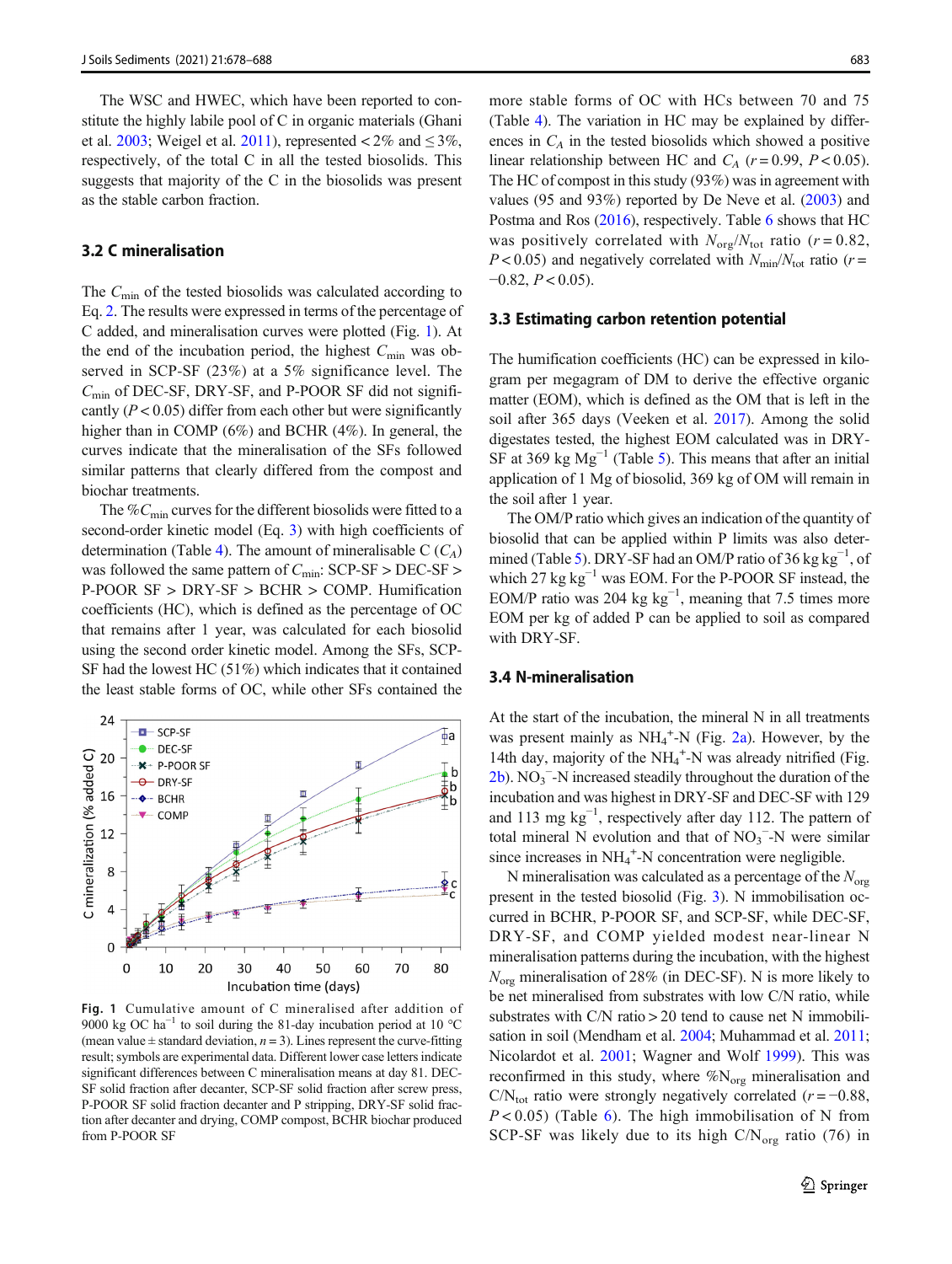The WSC and HWEC, which have been reported to constitute the highly labile pool of C in organic materials (Ghani et al. 2003; Weigel et al. 2011), represented < 2% and ≤ 3%, respectively, of the total C in all the tested biosolids. This suggests that majority of the C in the biosolids was present as the stable carbon fraction.

### 3.2 C mineralisation

The $C_{min}$ of the tested biosolids was calculated according to Eq. 2. The results were expressed in terms of the percentage of C added, and mineralisation curves were plotted (Fig. 1). At the end of the incubation period, the highest $C_{min}$ was observed in SCP-SF (23%) at a 5% significance level. The $C_{min}$ of DEC-SF, DRY-SF, and P-POOR SF did not significantly ($P < 0.05$) differ from each other but were significantly higher than in COMP (6%) and BCHR (4%). In general, the curves indicate that the mineralisation of the SFs followed similar patterns that clearly differed from the compost and biochar treatments.

The $\%C_{min}$ curves for the different biosolids were fitted to a second-order kinetic model (Eq. 3) with high coefficients of determination (Table 4). The amount of mineralisable C ($C_A$) was followed the same pattern of $C_{min}$: SCP-SF > DEC-SF > P-POOR SF > DRY-SF > BCHR > COMP. Humification coefficients (HC), which is defined as the percentage of OC that remains after 1 year, was calculated for each biosolid using the second order kinetic model. Among the SFs, SCP-SF had the lowest HC (51%) which indicates that it contained the least stable forms of OC, while other SFs contained the more stable forms of OC with HCs between 70 and 75 (Table 4). The variation in HC may be explained by differences in $C_A$ in the tested biosolids which showed a positive linear relationship between HC and $C_A$ ($r = 0.99$, $P < 0.05$). The HC of compost in this study (93%) was in agreement with values (95 and 93%) reported by De Neve et al. (2003) and Postma and Ros (2016), respectively. Table 6 shows that HC was positively correlated with $N_{org}/N_{tot}$ ratio ($r = 0.82$, $P < 0.05$) and negatively correlated with $N_{min}/N_{tot}$ ratio ($r = -0.82$, $P < 0.05$).

**Fig. 1** Cumulative amount of C mineralised after addition of 9000 kg OC ha$^{-1}$ to soil during the 81-day incubation period at 10 °C (mean value ± standard deviation, $n = 3$). Lines represent the curve-fitting result; symbols are experimental data. Different lower case letters indicate significant differences between C mineralisation means at day 81. DEC-SF solid fraction after decanter, SCP-SF solid fraction after screw press, P-POOR SF solid fraction decanter and P stripping, DRY-SF solid fraction after decanter and drying, COMP compost, BCHR biochar produced from P-POOR SF

### 3.3 Estimating carbon retention potential

The humification coefficients (HC) can be expressed in kilogram per megagram of DM to derive the effective organic matter (EOM), which is defined as the OM that is left in the soil after 365 days (Veeken et al. 2017). Among the solid digestates tested, the highest EOM calculated was in DRY-SF at 369 kg Mg$^{-1}$ (Table 5). This means that after an initial application of 1 Mg of biosolid, 369 kg of OM will remain in the soil after 1 year.

The OM/P ratio which gives an indication of the quantity of biosolid that can be applied within P limits was also determined (Table 5). DRY-SF had an OM/P ratio of 36 kg kg$^{-1}$, of which 27 kg kg$^{-1}$ was EOM. For the P-POOR SF instead, the EOM/P ratio was 204 kg kg$^{-1}$, meaning that 7.5 times more EOM per kg of added P can be applied to soil as compared with DRY-SF.

### 3.4 N-mineralisation

At the start of the incubation, the mineral N in all treatments was present mainly as $NH_4^+$-N (Fig. 2a). However, by the 14th day, majority of the $NH_4^+$-N was already nitrified (Fig. 2b). $NO_3^-$-N increased steadily throughout the duration of the incubation and was highest in DRY-SF and DEC-SF with 129 and 113 mg kg$^{-1}$, respectively after day 112. The pattern of total mineral N evolution and that of $NO_3^-$-N were similar since increases in $NH_4^+$-N concentration were negligible.

N mineralisation was calculated as a percentage of the $N_{org}$ present in the tested biosolid (Fig. 3). N immobilisation occurred in BCHR, P-POOR SF, and SCP-SF, while DEC-SF, DRY-SF, and COMP yielded modest near-linear N mineralisation patterns during the incubation, with the highest $N_{org}$ mineralisation of 28% (in DEC-SF). N is more likely to be net mineralised from substrates with low C/N ratio, while substrates with C/N ratio > 20 tend to cause net N immobilisation in soil (Mendham et al. 2004; Muhammad et al. 2011; Nicolardot et al. 2001; Wagner and Wolf 1999). This was reconfirmed in this study, where $\%N_{org}$ mineralisation and $C/N_{tot}$ ratio were strongly negatively correlated ($r = -0.88$, $P < 0.05$) (Table 6). The high immobilisation of N from SCP-SF was likely due to its high $C/N_{org}$ ratio (76) in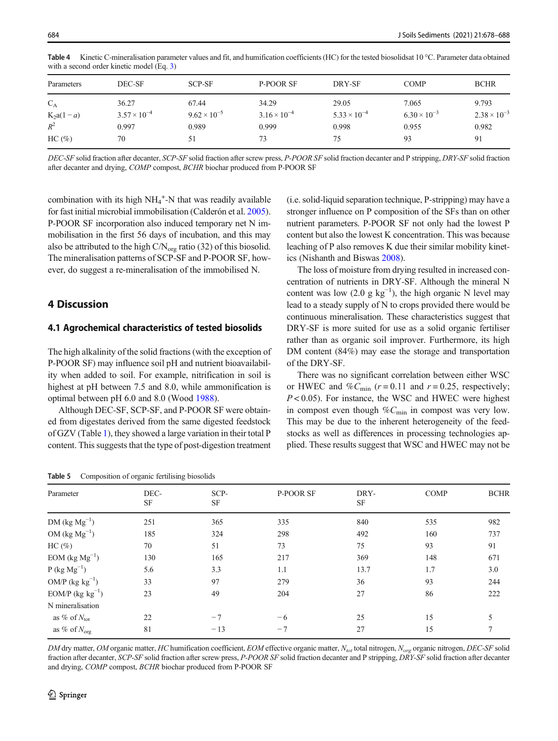**Table 4** Kinetic C-mineralisation parameter values and fit, and humification coefficients (HC) for the tested biosolidsat 10 °C. Parameter data obtained with a second order kinetic model (Eq. 3)

| Parameters | DEC-SF | SCP-SF | P-POOR SF | DRY-SF | COMP | BCHR |
|---|---|---|---|---|---|---|
| $C_A$ | 36.27 | 67.44 | 34.29 | 29.05 | 7.065 | 9.793 |
| $K_2a(1-a)$ | $3.57 \times 10^{-4}$ | $9.62 \times 10^{-5}$ | $3.16 \times 10^{-4}$ | $5.33 \times 10^{-4}$ | $6.30 \times 10^{-3}$ | $2.38 \times 10^{-3}$ |
| $R^2$ | 0.997 | 0.989 | 0.999 | 0.998 | 0.955 | 0.982 |
| HC (%) | 70 | 51 | 73 | 75 | 93 | 91 |

*DEC-SF* solid fraction after decanter, *SCP-SF* solid fraction after screw press, *P-POOR SF* solid fraction decanter and P stripping, *DRY-SF* solid fraction after decanter and drying, *COMP* compost, *BCHR* biochar produced from P-POOR SF

combination with its high $NH_4^+$-N that was readily available for fast initial microbial immobilisation (Calderón et al. 2005). P-POOR SF incorporation also induced temporary net N immobilisation in the first 56 days of incubation, and this may also be attributed to the high $C/N_{org}$ ratio (32) of this biosolid. The mineralisation patterns of SCP-SF and P-POOR SF, however, do suggest a re-mineralisation of the immobilised N.

## 4 Discussion

### 4.1 Agrochemical characteristics of tested biosolids

The high alkalinity of the solid fractions (with the exception of P-POOR SF) may influence soil pH and nutrient bioavailability when added to soil. For example, nitrification in soil is highest at pH between 7.5 and 8.0, while ammonification is optimal between pH 6.0 and 8.0 (Wood 1988).

Although DEC-SF, SCP-SF, and P-POOR SF were obtained from digestates derived from the same digested feedstock of GZV (Table 1), they showed a large variation in their total P content. This suggests that the type of post-digestion treatment (i.e. solid-liquid separation technique, P-stripping) may have a stronger influence on P composition of the SFs than on other nutrient parameters. P-POOR SF not only had the lowest P content but also the lowest K concentration. This was because leaching of P also removes K due their similar mobility kinetics (Nishanth and Biswas 2008).

The loss of moisture from drying resulted in increased concentration of nutrients in DRY-SF. Although the mineral N content was low (2.0 g $kg^{-1}$), the high organic N level may lead to a steady supply of N to crops provided there would be continuous mineralisation. These characteristics suggest that DRY-SF is more suited for use as a solid organic fertiliser rather than as organic soil improver. Furthermore, its high DM content (84%) may ease the storage and transportation of the DRY-SF.

There was no significant correlation between either WSC or HWEC and $\%C_{min}$ ($r = 0.11$ and $r = 0.25$, respectively; $P < 0.05$). For instance, the WSC and HWEC were highest in compost even though $\%C_{min}$ in compost was very low. This may be due to the inherent heterogeneity of the feedstocks as well as differences in processing technologies applied. These results suggest that WSC and HWEC may not be

**Table 5** Composition of organic fertilising biosolids

| Parameter | DEC-SF | SCP-SF | P-POOR SF | DRY-SF | COMP | BCHR |
|---|---|---|---|---|---|---|
| DM (kg $Mg^{-1}$) | 251 | 365 | 335 | 840 | 535 | 982 |
| OM (kg $Mg^{-1}$) | 185 | 324 | 298 | 492 | 160 | 737 |
| HC (%) | 70 | 51 | 73 | 75 | 93 | 91 |
| EOM (kg $Mg^{-1}$) | 130 | 165 | 217 | 369 | 148 | 671 |
| P (kg $Mg^{-1}$) | 5.6 | 3.3 | 1.1 | 13.7 | 1.7 | 3.0 |
| OM/P (kg $kg^{-1}$) | 33 | 97 | 279 | 36 | 93 | 244 |
| EOM/P (kg $kg^{-1}$) | 23 | 49 | 204 | 27 | 86 | 222 |
| N mineralisation | | | | | | |
| as % of $N_{tot}$ | 22 | −7 | −6 | 25 | 15 | 5 |
| as % of $N_{org}$ | 81 | −13 | −7 | 27 | 15 | 7 |

*DM* dry matter, *OM* organic matter, *HC* humification coefficient, *EOM* effective organic matter, $N_{tot}$ total nitrogen, $N_{org}$ organic nitrogen, *DEC-SF* solid fraction after decanter, *SCP-SF* solid fraction after screw press, *P-POOR SF* solid fraction decanter and P stripping, *DRY-SF* solid fraction after decanter and drying, *COMP* compost, *BCHR* biochar produced from P-POOR SF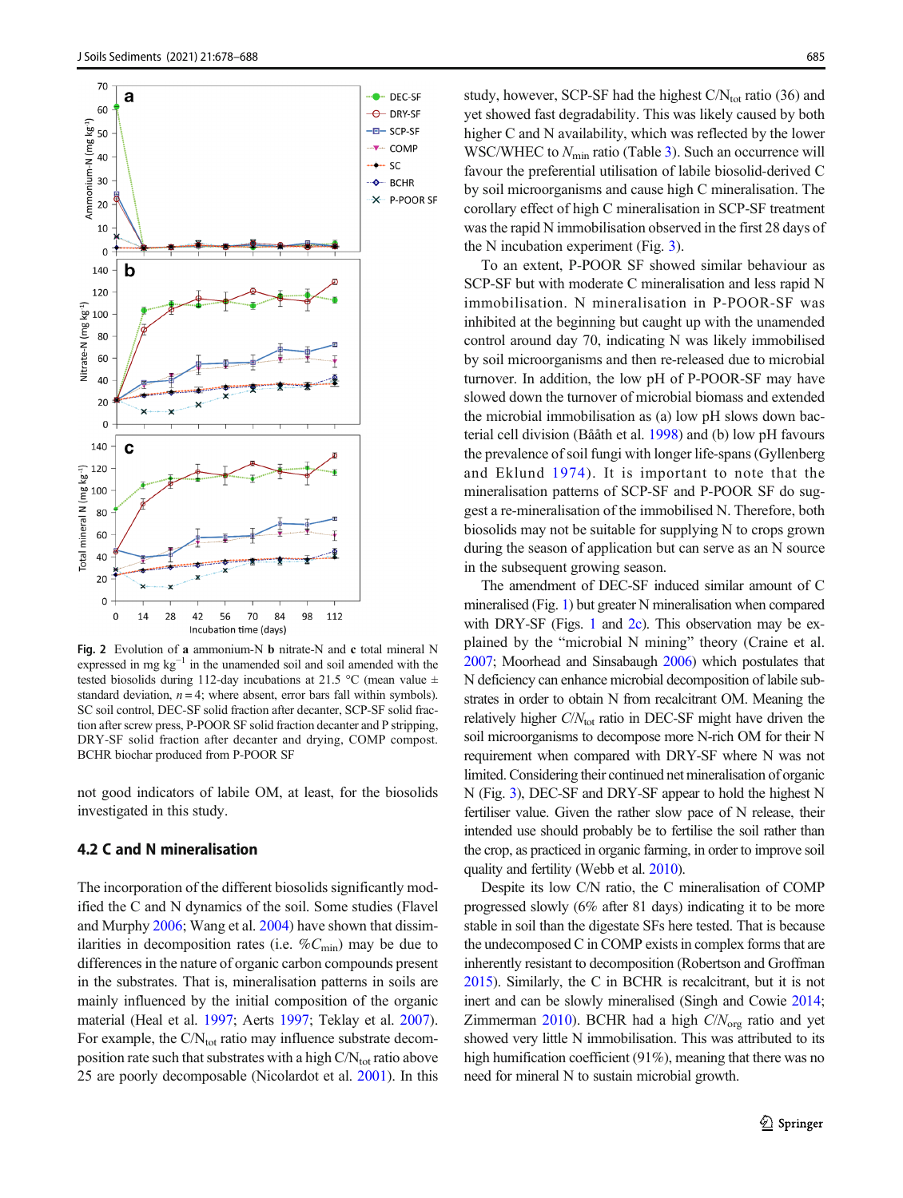**Fig. 2** Evolution of **a** ammonium-N **b** nitrate-N and **c** total mineral N expressed in mg $kg^{-1}$ in the unamended soil and soil amended with the tested biosolids during 112-day incubations at 21.5 °C (mean value ± standard deviation, $n = 4$; where absent, error bars fall within symbols). SC soil control, DEC-SF solid fraction after decanter, SCP-SF solid fraction after screw press, P-POOR SF solid fraction decanter and P stripping, DRY-SF solid fraction after decanter and drying, COMP compost. BCHR biochar produced from P-POOR SF

not good indicators of labile OM, at least, for the biosolids investigated in this study.

### 4.2 C and N mineralisation

The incorporation of the different biosolids significantly modified the C and N dynamics of the soil. Some studies (Flavel and Murphy 2006; Wang et al. 2004) have shown that dissimilarities in decomposition rates (i.e. $\%C_{min}$) may be due to differences in the nature of organic carbon compounds present in the substrates. That is, mineralisation patterns in soils are mainly influenced by the initial composition of the organic material (Heal et al. 1997; Aerts 1997; Teklay et al. 2007). For example, the $C/N_{tot}$ ratio may influence substrate decomposition rate such that substrates with a high $C/N_{tot}$ ratio above 25 are poorly decomposable (Nicolardot et al. 2001). In this study, however, SCP-SF had the highest $C/N_{tot}$ ratio (36) and yet showed fast degradability. This was likely caused by both higher C and N availability, which was reflected by the lower WSC/WHEC to $N_{min}$ ratio (Table 3). Such an occurrence will favour the preferential utilisation of labile biosolid-derived C by soil microorganisms and cause high C mineralisation. The corollary effect of high C mineralisation in SCP-SF treatment was the rapid N immobilisation observed in the first 28 days of the N incubation experiment (Fig. 3).

To an extent, P-POOR SF showed similar behaviour as SCP-SF but with moderate C mineralisation and less rapid N immobilisation. N mineralisation in P-POOR-SF was inhibited at the beginning but caught up with the unamended control around day 70, indicating N was likely immobilised by soil microorganisms and then re-released due to microbial turnover. In addition, the low pH of P-POOR-SF may have slowed down the turnover of microbial biomass and extended the microbial immobilisation as (a) low pH slows down bacterial cell division (Bååth et al. 1998) and (b) low pH favours the prevalence of soil fungi with longer life-spans (Gyllenberg and Eklund 1974). It is important to note that the mineralisation patterns of SCP-SF and P-POOR SF do suggest a re-mineralisation of the immobilised N. Therefore, both biosolids may not be suitable for supplying N to crops grown during the season of application but can serve as an N source in the subsequent growing season.

The amendment of DEC-SF induced similar amount of C mineralised (Fig. 1) but greater N mineralisation when compared with DRY-SF (Figs. 1 and 2c). This observation may be explained by the "microbial N mining" theory (Craine et al. 2007; Moorhead and Sinsabaugh 2006) which postulates that N deficiency can enhance microbial decomposition of labile substrates in order to obtain N from recalcitrant OM. Meaning the relatively higher $C/N_{tot}$ ratio in DEC-SF might have driven the soil microorganisms to decompose more N-rich OM for their N requirement when compared with DRY-SF where N was not limited. Considering their continued net mineralisation of organic N (Fig. 3), DEC-SF and DRY-SF appear to hold the highest N fertiliser value. Given the rather slow pace of N release, their intended use should probably be to fertilise the soil rather than the crop, as practiced in organic farming, in order to improve soil quality and fertility (Webb et al. 2010).

Despite its low C/N ratio, the C mineralisation of COMP progressed slowly (6% after 81 days) indicating it to be more stable in soil than the digestate SFs here tested. That is because the undecomposed C in COMP exists in complex forms that are inherently resistant to decomposition (Robertson and Groffman 2015). Similarly, the C in BCHR is recalcitrant, but it is not inert and can be slowly mineralised (Singh and Cowie 2014; Zimmerman 2010). BCHR had a high $C/N_{org}$ ratio and yet showed very little N immobilisation. This was attributed to its high humification coefficient (91%), meaning that there was no need for mineral N to sustain microbial growth.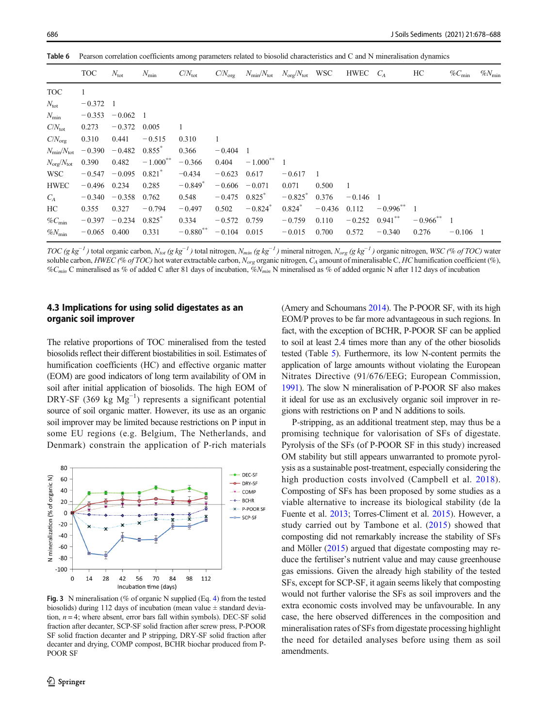**Table 6** Pearson correlation coefficients among parameters related to biosolid characteristics and C and N mineralisation dynamics

| | TOC | $N_{tot}$ | $N_{min}$ | $C/N_{tot}$ | $C/N_{org}$ | $N_{min}/N_{tot}$ | $N_{org}/N_{tot}$ | WSC | HWEC | $C_A$ | HC | $\%C_{min}$ | $\%N_{min}$ |
|---|---|---|---|---|---|---|---|---|---|---|---|---|---|
| TOC | 1 | | | | | | | | | | | | |
| $N_{tot}$ | −0.372 | 1 | | | | | | | | | | | |
| $N_{min}$ | −0.353 | −0.062 | 1 | | | | | | | | | | |
| $C/N_{tot}$ | 0.273 | −0.372 | 0.005 | 1 | | | | | | | | | |
| $C/N_{org}$ | 0.310 | 0.441 | −0.515 | 0.310 | 1 | | | | | | | | |
| $N_{min}/N_{tot}$ | −0.390 | −0.482 | 0.855* | 0.366 | −0.404 | 1 | | | | | | | |
| $N_{org}/N_{tot}$ | 0.390 | 0.482 | −1.000** | −0.366 | 0.404 | −1.000** | 1 | | | | | | |
| WSC | −0.547 | −0.095 | 0.821* | −0.434 | −0.623 | 0.617 | −0.617 | 1 | | | | | |
| HWEC | −0.496 | 0.234 | 0.285 | −0.849* | −0.606 | −0.071 | 0.071 | 0.500 | 1 | | | | |
| $C_A$ | −0.340 | −0.358 | 0.762 | 0.548 | −0.475 | 0.825* | −0.825* | 0.376 | −0.146 | 1 | | | |
| HC | 0.355 | 0.327 | −0.794 | −0.497 | 0.502 | −0.824* | 0.824* | −0.436 | 0.112 | −0.996** | 1 | | |
| $\%C_{min}$ | −0.397 | −0.234 | 0.825* | 0.334 | −0.572 | 0.759 | −0.759 | 0.110 | −0.252 | 0.941** | −0.966** | 1 | |
| $\%N_{min}$ | −0.065 | 0.400 | 0.331 | −0.880** | −0.104 | 0.015 | −0.015 | 0.700 | 0.572 | −0.340 | 0.276 | −0.106 | 1 |

*TOC* (g kg$^{-1}$) total organic carbon, $N_{tot}$ (g kg$^{-1}$) total nitrogen, $N_{min}$ (g kg$^{-1}$) mineral nitrogen, $N_{org}$ (g kg$^{-1}$) organic nitrogen, *WSC* (% of TOC) water soluble carbon, *HWEC* (% of TOC) hot water extractable carbon, $N_{org}$ organic nitrogen, $C_A$ amount of mineralisable C, *HC* humification coefficient (%), $\%C_{min}$ C mineralised as % of added C after 81 days of incubation, $\%N_{min}$ N mineralised as % of added organic N after 112 days of incubation

### 4.3 Implications for using solid digestates as an organic soil improver

The relative proportions of TOC mineralised from the tested biosolids reflect their different biostabilities in soil. Estimates of humification coefficients (HC) and effective organic matter (EOM) are good indicators of long term availability of OM in soil after initial application of biosolids. The high EOM of DRY-SF (369 kg Mg$^{-1}$) represents a significant potential source of soil organic matter. However, its use as an organic soil improver may be limited because restrictions on P input in some EU regions (e.g. Belgium, The Netherlands, and Denmark) constrain the application of P-rich materials (Amery and Schoumans 2014). The P-POOR SF, with its high EOM/P proves to be far more advantageous in such regions. In fact, with the exception of BCHR, P-POOR SF can be applied to soil at least 2.4 times more than any of the other biosolids tested (Table 5). Furthermore, its low N-content permits the application of large amounts without violating the European Nitrates Directive (91/676/EEG; European Commission, 1991). The slow N mineralisation of P-POOR SF also makes it ideal for use as an exclusively organic soil improver in regions with restrictions on P and N additions to soils.

P-stripping, as an additional treatment step, may thus be a promising technique for valorisation of SFs of digestate. Pyrolysis of the SFs (of P-POOR SF in this study) increased OM stability but still appears unwarranted to promote pyrolysis as a sustainable post-treatment, especially considering the high production costs involved (Campbell et al. 2018). Composting of SFs has been proposed by some studies as a viable alternative to increase its biological stability (de la Fuente et al. 2013; Torres-Climent et al. 2015). However, a study carried out by Tambone et al. (2015) showed that composting did not remarkably increase the stability of SFs and Möller (2015) argued that digestate composting may reduce the fertiliser's nutrient value and may cause greenhouse gas emissions. Given the already high stability of the tested SFs, except for SCP-SF, it again seems likely that composting would not further valorise the SFs as soil improvers and the extra economic costs involved may be unfavourable. In any case, the here observed differences in the composition and mineralisation rates of SFs from digestate processing highlight the need for detailed analyses before using them as soil amendments.

**Fig. 3** N mineralisation (% of organic N supplied (Eq. 4) from the tested biosolids) during 112 days of incubation (mean value ± standard deviation, n = 4; where absent, error bars fall within symbols). DEC-SF solid fraction after decanter, SCP-SF solid fraction after screw press, P-POOR SF solid fraction decanter and P stripping, DRY-SF solid fraction after decanter and drying, COMP compost, BCHR biochar produced from P-POOR SF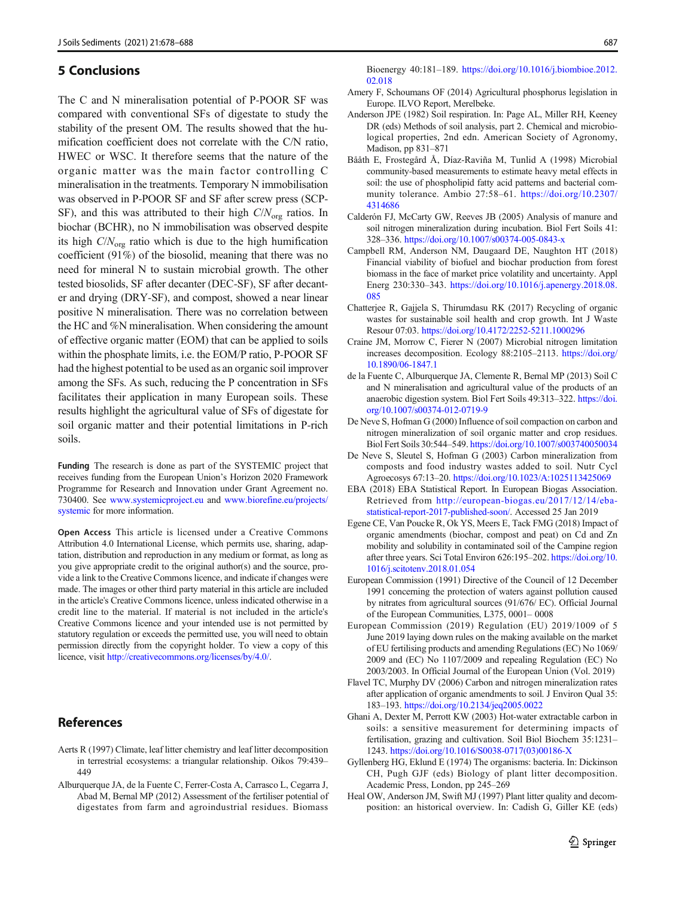## 5 Conclusions

The C and N mineralisation potential of P-POOR SF was compared with conventional SFs of digestate to study the stability of the present OM. The results showed that the humification coefficient does not correlate with the C/N ratio, HWEC or WSC. It therefore seems that the nature of the organic matter was the main factor controlling C mineralisation in the treatments. Temporary N immobilisation was observed in P-POOR SF and SF after screw press (SCP-SF), and this was attributed to their high $C/N_{org}$ ratios. In biochar (BCHR), no N immobilisation was observed despite its high $C/N_{org}$ ratio which is due to the high humification coefficient (91%) of the biosolid, meaning that there was no need for mineral N to sustain microbial growth. The other tested biosolids, SF after decanter (DEC-SF), SF after decanter and drying (DRY-SF), and compost, showed a near linear positive N mineralisation. There was no correlation between the HC and %N mineralisation. When considering the amount of effective organic matter (EOM) that can be applied to soils within the phosphate limits, i.e. the EOM/P ratio, P-POOR SF had the highest potential to be used as an organic soil improver among the SFs. As such, reducing the P concentration in SFs facilitates their application in many European soils. These results highlight the agricultural value of SFs of digestate for soil organic matter and their potential limitations in P-rich soils.

**Funding** The research is done as part of the SYSTEMIC project that receives funding from the European Union's Horizon 2020 Framework Programme for Research and Innovation under Grant Agreement no. 730400. See www.systemicproject.eu and www.biorefine.eu/projects/systemic for more information.

**Open Access** This article is licensed under a Creative Commons Attribution 4.0 International License, which permits use, sharing, adaptation, distribution and reproduction in any medium or format, as long as you give appropriate credit to the original author(s) and the source, provide a link to the Creative Commons licence, and indicate if changes were made. The images or other third party material in this article are included in the article's Creative Commons licence, unless indicated otherwise in a credit line to the material. If material is not included in the article's Creative Commons licence and your intended use is not permitted by statutory regulation or exceeds the permitted use, you will need to obtain permission directly from the copyright holder. To view a copy of this licence, visit http://creativecommons.org/licenses/by/4.0/.

## References

Aerts R (1997) Climate, leaf litter chemistry and leaf litter decomposition in terrestrial ecosystems: a triangular relationship. Oikos 79:439–449

Alburquerque JA, de la Fuente C, Ferrer-Costa A, Carrasco L, Cegarra J, Abad M, Bernal MP (2012) Assessment of the fertiliser potential of digestates from farm and agroindustrial residues. Biomass Bioenergy 40:181–189. https://doi.org/10.1016/j.biombioe.2012.02.018

Amery F, Schoumans OF (2014) Agricultural phosphorus legislation in Europe. ILVO Report, Merelbeke.

Anderson JPE (1982) Soil respiration. In: Page AL, Miller RH, Keeney DR (eds) Methods of soil analysis, part 2. Chemical and microbiological properties, 2nd edn. American Society of Agronomy, Madison, pp 831–871

Bååth E, Frostegård Å, Díaz-Raviña M, Tunlid A (1998) Microbial community-based measurements to estimate heavy metal effects in soil: the use of phospholipid fatty acid patterns and bacterial community tolerance. Ambio 27:58–61. https://doi.org/10.2307/4314686

Calderón FJ, McCarty GW, Reeves JB (2005) Analysis of manure and soil nitrogen mineralization during incubation. Biol Fert Soils 41:328–336. https://doi.org/10.1007/s00374-005-0843-x

Campbell RM, Anderson NM, Daugaard DE, Naughton HT (2018) Financial viability of biofuel and biochar production from forest biomass in the face of market price volatility and uncertainty. Appl Energ 230:330–343. https://doi.org/10.1016/j.apenergy.2018.08.085

Chatterjee R, Gajjela S, Thirumdasu RK (2017) Recycling of organic wastes for sustainable soil health and crop growth. Int J Waste Resour 07:03. https://doi.org/10.4172/2252-5211.1000296

Craine JM, Morrow C, Fierer N (2007) Microbial nitrogen limitation increases decomposition. Ecology 88:2105–2113. https://doi.org/10.1890/06-1847.1

de la Fuente C, Alburquerque JA, Clemente R, Bernal MP (2013) Soil C and N mineralisation and agricultural value of the products of an anaerobic digestion system. Biol Fert Soils 49:313–322. https://doi.org/10.1007/s00374-012-0719-9

De Neve S, Hofman G (2000) Influence of soil compaction on carbon and nitrogen mineralization of soil organic matter and crop residues. Biol Fert Soils 30:544–549. https://doi.org/10.1007/s003740050034

De Neve S, Sleutel S, Hofman G (2003) Carbon mineralization from composts and food industry wastes added to soil. Nutr Cycl Agroecosys 67:13–20. https://doi.org/10.1023/A:1025113425069

EBA (2018) EBA Statistical Report. In European Biogas Association. Retrieved from http://european-biogas.eu/2017/12/14/eba-statistical-report-2017-published-soon/. Accessed 25 Jan 2019

Egene CE, Van Poucke R, Ok YS, Meers E, Tack FMG (2018) Impact of organic amendments (biochar, compost and peat) on Cd and Zn mobility and solubility in contaminated soil of the Campine region after three years. Sci Total Environ 626:195–202. https://doi.org/10.1016/j.scitotenv.2018.01.054

European Commission (1991) Directive of the Council of 12 December 1991 concerning the protection of waters against pollution caused by nitrates from agricultural sources (91/676/ EC). Official Journal of the European Communities, L375, 0001– 0008

European Commission (2019) Regulation (EU) 2019/1009 of 5 June 2019 laying down rules on the making available on the market of EU fertilising products and amending Regulations (EC) No 1069/2009 and (EC) No 1107/2009 and repealing Regulation (EC) No 2003/2003. In Official Journal of the European Union (Vol. 2019)

Flavel TC, Murphy DV (2006) Carbon and nitrogen mineralization rates after application of organic amendments to soil. J Environ Qual 35:183–193. https://doi.org/10.2134/jeq2005.0022

Ghani A, Dexter M, Perrott KW (2003) Hot-water extractable carbon in soils: a sensitive measurement for determining impacts of fertilisation, grazing and cultivation. Soil Biol Biochem 35:1231–1243. https://doi.org/10.1016/S0038-0717(03)00186-X

Gyllenberg HG, Eklund E (1974) The organisms: bacteria. In: Dickinson CH, Pugh GJF (eds) Biology of plant litter decomposition. Academic Press, London, pp 245–269

Heal OW, Anderson JM, Swift MJ (1997) Plant litter quality and decomposition: an historical overview. In: Cadish G, Giller KE (eds)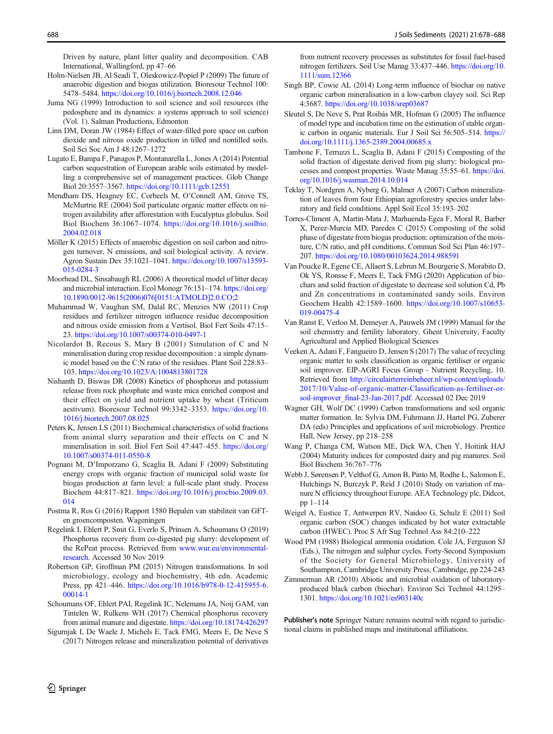Driven by nature, plant litter quality and decomposition. CAB International, Wallingford, pp 47–66

Holm-Nielsen JB, Al Seadi T, Oleskowicz-Popiel P (2009) The future of anaerobic digestion and biogas utilization. Bioresour Technol 100: 5478–5484. https://doi.org/10.1016/j.biortech.2008.12.046

Juma NG (1999) Introduction to soil science and soil resources (the pedosphere and its dynamics: a systems approach to soil science) (Vol. 1). Salman Productions, Edmonton

Linn DM, Doran JW (1984) Effect of water-filled pore space on carbon dioxide and nitrous oxide production in tilled and nontilled soils. Soil Sci Soc Am J 48:1267–1272

Lugato E, Bampa F, Panagos P, Montanarella L, Jones A (2014) Potential carbon sequestration of European arable soils estimated by modelling a comprehensive set of management practices. Glob Change Biol 20:3557–3567. https://doi.org/10.1111/gcb.12551

Mendham DS, Heagney EC, Corbeels M, O'Connell AM, Grove TS, McMurtrie RE (2004) Soil particulate organic matter effects on nitrogen availability after afforestation with Eucalyptus globulus. Soil Biol Biochem 36:1067–1074. https://doi.org/10.1016/j.soilbio.2004.02.018

Möller K (2015) Effects of anaerobic digestion on soil carbon and nitrogen turnover, N emissions, and soil biological activity. A review. Agron Sustain Dev 35:1021–1041. https://doi.org/10.1007/s13593-015-0284-3

Moorhead DL, Sinsabaugh RL (2006) A theoretical model of litter decay and microbial interaction. Ecol Monogr 76:151–174. https://doi.org/10.1890/0012-9615(2006)076[0151:ATMOLD]2.0.CO;2

Muhammad W, Vaughan SM, Dalal RC, Menzies NW (2011) Crop residues and fertilizer nitrogen influence residue decomposition and nitrous oxide emission from a Vertisol. Biol Fert Soils 47:15–23. https://doi.org/10.1007/s00374-010-0497-1

Nicolardot B, Recous S, Mary B (2001) Simulation of C and N mineralisation during crop residue decomposition : a simple dynamic model based on the C:N ratio of the residues. Plant Soil 228:83–103. https://doi.org/10.1023/A:1004813801728

Nishanth D, Biswas DR (2008) Kinetics of phosphorus and potassium release from rock phosphate and waste mica enriched compost and their effect on yield and nutrient uptake by wheat (Triticum aestivum). Bioresour Technol 99:3342–3353. https://doi.org/10.1016/j.biortech.2007.08.025

Peters K, Jensen LS (2011) Biochemical characteristics of solid fractions from animal slurry separation and their effects on C and N mineralisation in soil. Biol Fert Soil 47:447–455. https://doi.org/10.1007/s00374-011-0550-8

Pognani M, D'Imporzano G, Scaglia B, Adani F (2009) Substituting energy crops with organic fraction of municipal solid waste for biogas production at farm level: a full-scale plant study. Process Biochem 44:817–821. https://doi.org/10.1016/j.procbio.2009.03.014

Postma R, Ros G (2016) Rapport 1580 Bepalen van stabiliteit van GFT-en groencomposten. Wageningen

Regelink I, Ehlert P, Smit G, Everlo S, Prinsen A, Schoumans O (2019) Phosphorus recovery from co-digested pig slurry: development of the RePeat process. Retrieved from www.wur.eu/environmental-research. Accessed 30 Nov 2019

Robertson GP, Groffman PM (2015) Nitrogen transformations. In soil microbiology, ecology and biochemistry, 4th edn. Academic Press, pp 421–446. https://doi.org/10.1016/b978-0-12-415955-6.00014-1

Schoumans OF, Ehlert PAI, Regelink IC, Nelemans JA, Noij GAM, van Tintelen W, Rulkens WH (2017) Chemical phosphorus recovery from animal manure and digestate. https://doi.org/10.18174/426297

Sigurnjak I, De Waele J, Michels E, Tack FMG, Meers E, De Neve S (2017) Nitrogen release and mineralization potential of derivatives from nutrient recovery processes as substitutes for fossil fuel-based nitrogen fertilizers. Soil Use Manag 33:437–446. https://doi.org/10.1111/sum.12366

Singh BP, Cowie AL (2014) Long-term influence of biochar on native organic carbon mineralisation in a low-carbon clayey soil. Sci Rep 4:3687. https://doi.org/10.1038/srep03687

Sleutel S, De Neve S, Prat Roibás MR, Hofman G (2005) The influence of model type and incubation time on the estimation of stable organic carbon in organic materials. Eur J Soil Sci 56:505–514. https://doi.org/10.1111/j.1365-2389.2004.00685.x

Tambone F, Terruzzi L, Scaglia B, Adani F (2015) Composting of the solid fraction of digestate derived from pig slurry: biological processes and compost properties. Waste Manag 35:55–61. https://doi.org/10.1016/j.wasman.2014.10.014

Teklay T, Nordgren A, Nyberg G, Malmer A (2007) Carbon mineralization of leaves from four Ethiopian agroforestry species under laboratory and field conditions. Appl Soil Ecol 35:193–202

Torres-Climent A, Martin-Mata J, Marhuenda-Egea F, Moral R, Barber X, Perez-Murcia MD, Paredes C (2015) Composting of the solid phase of digestate from biogas production: optimization of the moisture, C/N ratio, and pH conditions. Commun Soil Sci Plan 46:197–207. https://doi.org/10.1080/00103624.2014.988591

Van Poucke R, Egene CE, Allaert S, Lebrun M, Bourgerie S, Morabito D, Ok YS, Ronsse F, Meers E, Tack FMG (2020) Application of biochars and solid fraction of digestate to decrease soil solution Cd, Pb and Zn concentrations in contaminated sandy soils. Environ Geochem Health 42:1589–1600. https://doi.org/10.1007/s10653-019-00475-4

Van Ranst E, Verloo M, Demeyer A, Pauwels JM (1999) Manual for the soil chemistry and fertility laboratory. Ghent University, Faculty Agricultural and Applied Biological Sciences

Veeken A, Adani F, Fangueiro D, Jensen S (2017) The value of recycling organic matter to soils classification as organic fertiliser or organic soil improver. EIP-AGRI Focus Group - Nutrient Recycling, 10. Retrieved from http://circulairterreinbeheer.nl/wp-content/uploads/2017/10/Value-of-organic-matter-Classification-as-fertiliser-or-soil-improver_final-23-Jan-2017.pdf. Accessed 02 Dec 2019

Wagner GH, Wolf DC (1999) Carbon transformations and soil organic matter formation. In: Sylvia DM, Fuhrmann JJ, Hartel PG, Zuberer DA (eds) Principles and applications of soil microbiology. Prentice Hall, New Jersey, pp 218–258

Wang P, Changa CM, Watson ME, Dick WA, Chen Y, Hoitink HAJ (2004) Maturity indices for composted dairy and pig manures. Soil Biol Biochem 36:767–776

Webb J, Sørensen P, Velthof G, Amon B, Pinto M, Rodhe L, Salomon E, Hutchings N, Burczyk P, Reid J (2010) Study on variation of manure N efficiency throughout Europe. AEA Technology plc, Didcot, pp 1–114

Weigel A, Eustice T, Antwerpen RV, Naidoo G, Schulz E (2011) Soil organic carbon (SOC) changes indicated by hot water extractable carbon (HWEC). Proc S Afr Sug Technol Ass 84:210–222

Wood PM (1988) Biological ammonia oxidation. Cole JA, Ferguson SJ (Eds.), The nitrogen and sulphur cycles. Forty-Second Symposium of the Society for General Microbiology, University of Southampton, Cambridge University Press, Cambridge, pp 224-243

Zimmerman AR (2010) Abiotic and microbial oxidation of laboratory-produced black carbon (biochar). Environ Sci Technol 44:1295–1301. https://doi.org/10.1021/es903140c

**Publisher's note** Springer Nature remains neutral with regard to jurisdictional claims in published maps and institutional affiliations.